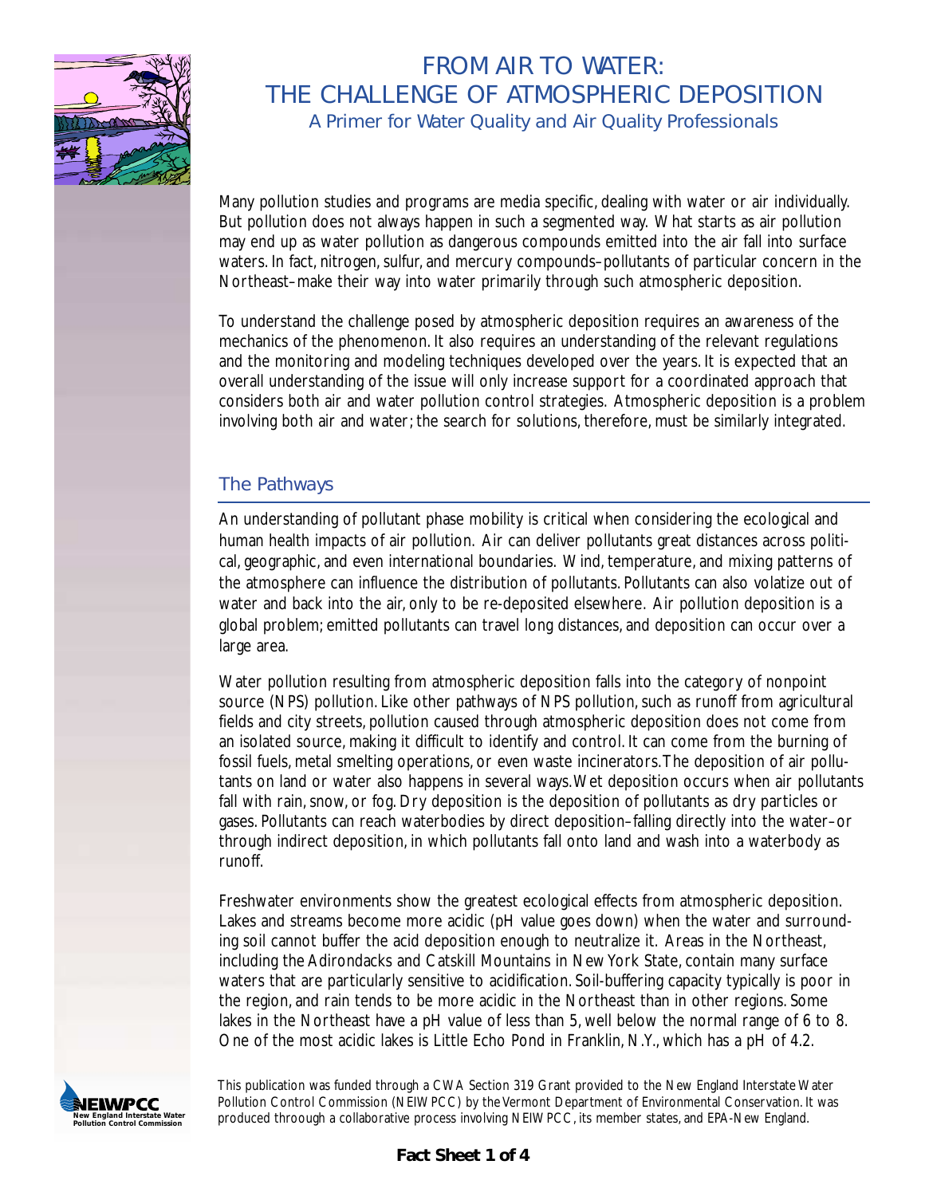# FROM AIR TO WATER: THE CHALLENGE OF ATMOSPHERIC DEPOSITION

## A Primer for Water Quality and Air Quality Professionals

Many pollution studies and programs are media specific, dealing with water or air individually. But pollution does not always happen in such a segmented way. What starts as air pollution may end up as water pollution as dangerous compounds emitted into the air fall into surface waters. In fact, nitrogen, sulfur, and mercury compounds–pollutants of particular concern in the Northeast–make their way into water primarily through such atmospheric deposition.

To understand the challenge posed by atmospheric deposition requires an awareness of the mechanics of the phenomenon. It also requires an understanding of the relevant regulations and the monitoring and modeling techniques developed over the years. It is expected that an overall understanding of the issue will only increase support for a coordinated approach that considers both air and water pollution control strategies. Atmospheric deposition is a problem involving both air and water; the search for solutions, therefore, must be similarly integrated.

## The Pathways

An understanding of pollutant phase mobility is critical when considering the ecological and human health impacts of air pollution. Air can deliver pollutants great distances across political, geographic, and even international boundaries. Wind, temperature, and mixing patterns of the atmosphere can influence the distribution of pollutants. Pollutants can also volatize out of water and back into the air, only to be re-deposited elsewhere. Air pollution deposition is a global problem; emitted pollutants can travel long distances, and deposition can occur over a large area.

Water pollution resulting from atmospheric deposition falls into the category of nonpoint source (NPS) pollution. Like other pathways of NPS pollution, such as runoff from agricultural fields and city streets, pollution caused through atmospheric deposition does not come from an isolated source, making it difficult to identify and control. It can come from the burning of fossil fuels, metal smelting operations, or even waste incinerators. The deposition of air pollutants on land or water also happens in several ways. Wet deposition occurs when air pollutants fall with rain, snow, or fog. Dry deposition is the deposition of pollutants as dry particles or gases. Pollutants can reach waterbodies by direct deposition–falling directly into the water–or through indirect deposition, in which pollutants fall onto land and wash into a waterbody as runoff.

Freshwater environments show the greatest ecological effects from atmospheric deposition. Lakes and streams become more acidic (pH value goes down) when the water and surrounding soil cannot buffer the acid deposition enough to neutralize it. Areas in the Northeast, including the Adirondacks and Catskill Mountains in New York State, contain many surface waters that are particularly sensitive to acidification. Soil-buffering capacity typically is poor in the region, and rain tends to be more acidic in the Northeast than in other regions. Some lakes in the Northeast have a pH value of less than 5, well below the normal range of 6 to 8. One of the most acidic lakes is Little Echo Pond in Franklin, N.Y., which has a pH of 4.2.

NEIWPCC
New England Interstate Water Pollution Control Commission

This publication was funded through a CWA Section 319 Grant provided to the New England Interstate Water Pollution Control Commission (NEIWPCC) by the Vermont Department of Environmental Conservation. It was produced throough a collaborative process involving NEIWPCC, its member states, and EPA-New England.

**Fact Sheet 1 of 4**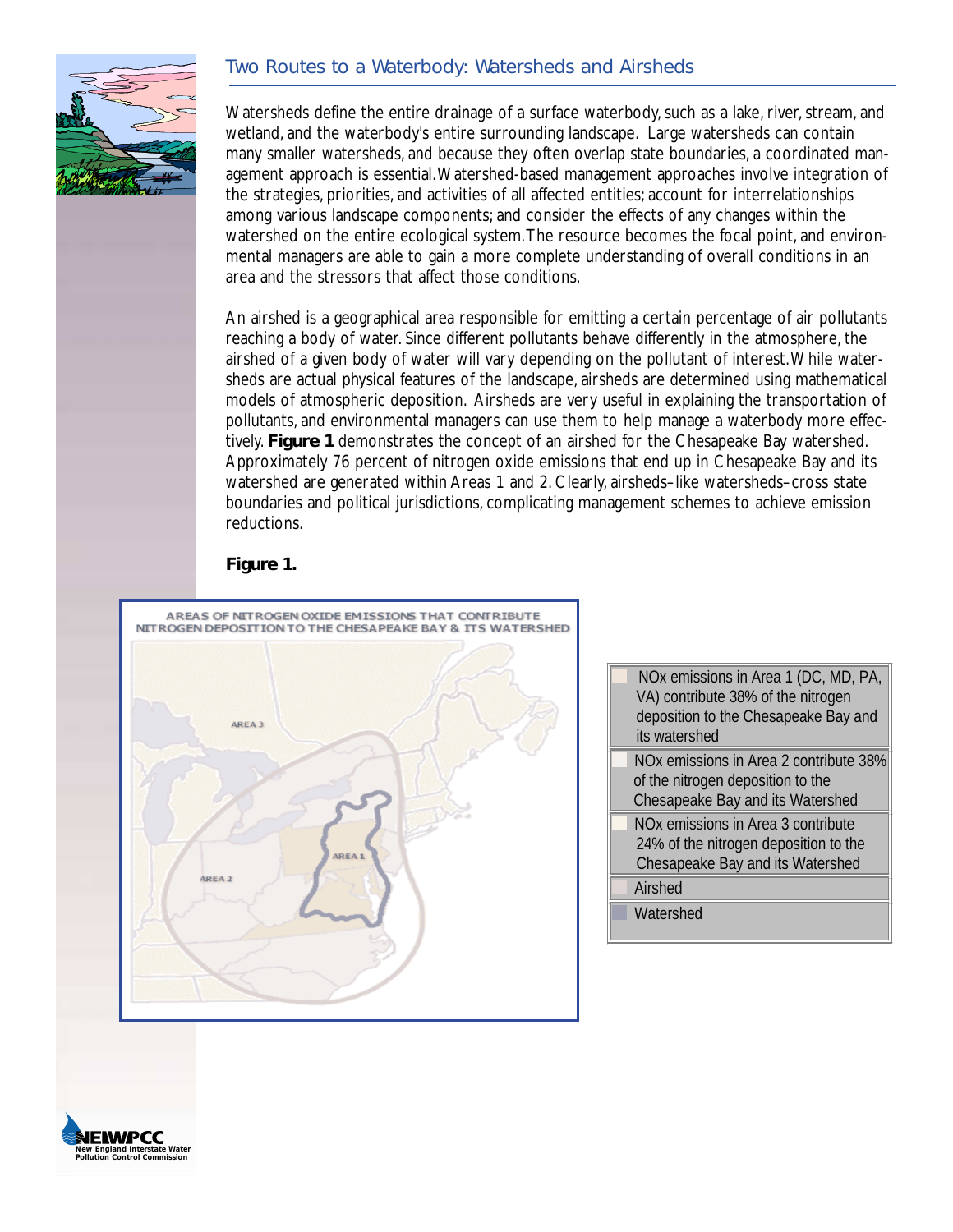## Two Routes to a Waterbody: Watersheds and Airsheds

Watersheds define the entire drainage of a surface waterbody, such as a lake, river, stream, and wetland, and the waterbody's entire surrounding landscape. Large watersheds can contain many smaller watersheds, and because they often overlap state boundaries, a coordinated management approach is essential. Watershed-based management approaches involve integration of the strategies, priorities, and activities of all affected entities; account for interrelationships among various landscape components; and consider the effects of any changes within the watershed on the entire ecological system. The resource becomes the focal point, and environmental managers are able to gain a more complete understanding of overall conditions in an area and the stressors that affect those conditions.

An airshed is a geographical area responsible for emitting a certain percentage of air pollutants reaching a body of water. Since different pollutants behave differently in the atmosphere, the airshed of a given body of water will vary depending on the pollutant of interest. While watersheds are actual physical features of the landscape, airsheds are determined using mathematical models of atmospheric deposition. Airsheds are very useful in explaining the transportation of pollutants, and environmental managers can use them to help manage a waterbody more effectively. **Figure 1** demonstrates the concept of an airshed for the Chesapeake Bay watershed. Approximately 76 percent of nitrogen oxide emissions that end up in Chesapeake Bay and its watershed are generated within Areas 1 and 2. Clearly, airsheds–like watersheds–cross state boundaries and political jurisdictions, complicating management schemes to achieve emission reductions.

**Figure 1.**

AREAS OF NITROGEN OXIDE EMISSIONS THAT CONTRIBUTE NITROGEN DEPOSITION TO THE CHESAPEAKE BAY & ITS WATERSHED

AREA 3

AREA 1

AREA 2

NOx emissions in Area 1 (DC, MD, PA, VA) contribute 38% of the nitrogen deposition to the Chesapeake Bay and its watershed

NOx emissions in Area 2 contribute 38% of the nitrogen deposition to the Chesapeake Bay and its Watershed

NOx emissions in Area 3 contribute 24% of the nitrogen deposition to the Chesapeake Bay and its Watershed

Airshed

Watershed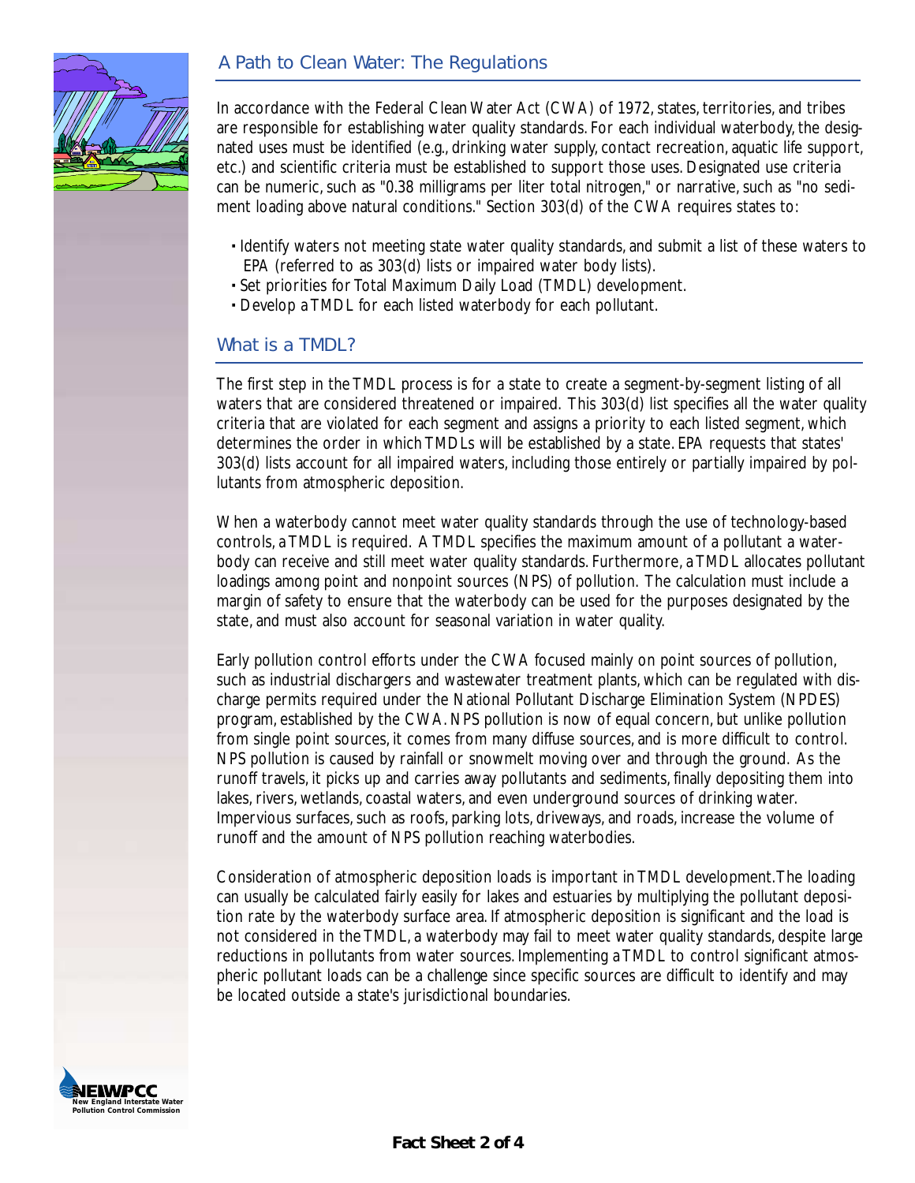## A Path to Clean Water: The Regulations

In accordance with the Federal Clean Water Act (CWA) of 1972, states, territories, and tribes are responsible for establishing water quality standards. For each individual waterbody, the designated uses must be identified (e.g., drinking water supply, contact recreation, aquatic life support, etc.) and scientific criteria must be established to support those uses. Designated use criteria can be numeric, such as "0.38 milligrams per liter total nitrogen," or narrative, such as "no sediment loading above natural conditions." Section 303(d) of the CWA requires states to:

- Identify waters not meeting state water quality standards, and submit a list of these waters to EPA (referred to as 303(d) lists or impaired water body lists).
- Set priorities for Total Maximum Daily Load (TMDL) development.
- Develop a TMDL for each listed waterbody for each pollutant.

## What is a TMDL?

The first step in the TMDL process is for a state to create a segment-by-segment listing of all waters that are considered threatened or impaired. This 303(d) list specifies all the water quality criteria that are violated for each segment and assigns a priority to each listed segment, which determines the order in which TMDLs will be established by a state. EPA requests that states' 303(d) lists account for all impaired waters, including those entirely or partially impaired by pollutants from atmospheric deposition.

When a waterbody cannot meet water quality standards through the use of technology-based controls, a TMDL is required. A TMDL specifies the maximum amount of a pollutant a waterbody can receive and still meet water quality standards. Furthermore, a TMDL allocates pollutant loadings among point and nonpoint sources (NPS) of pollution. The calculation must include a margin of safety to ensure that the waterbody can be used for the purposes designated by the state, and must also account for seasonal variation in water quality.

Early pollution control efforts under the CWA focused mainly on point sources of pollution, such as industrial dischargers and wastewater treatment plants, which can be regulated with discharge permits required under the National Pollutant Discharge Elimination System (NPDES) program, established by the CWA. NPS pollution is now of equal concern, but unlike pollution from single point sources, it comes from many diffuse sources, and is more difficult to control. NPS pollution is caused by rainfall or snowmelt moving over and through the ground. As the runoff travels, it picks up and carries away pollutants and sediments, finally depositing them into lakes, rivers, wetlands, coastal waters, and even underground sources of drinking water. Impervious surfaces, such as roofs, parking lots, driveways, and roads, increase the volume of runoff and the amount of NPS pollution reaching waterbodies.

Consideration of atmospheric deposition loads is important in TMDL development. The loading can usually be calculated fairly easily for lakes and estuaries by multiplying the pollutant deposition rate by the waterbody surface area. If atmospheric deposition is significant and the load is not considered in the TMDL, a waterbody may fail to meet water quality standards, despite large reductions in pollutants from water sources. Implementing a TMDL to control significant atmospheric pollutant loads can be a challenge since specific sources are difficult to identify and may be located outside a state's jurisdictional boundaries.

NEIWPCC
New England Interstate Water Pollution Control Commission

**Fact Sheet 2 of 4**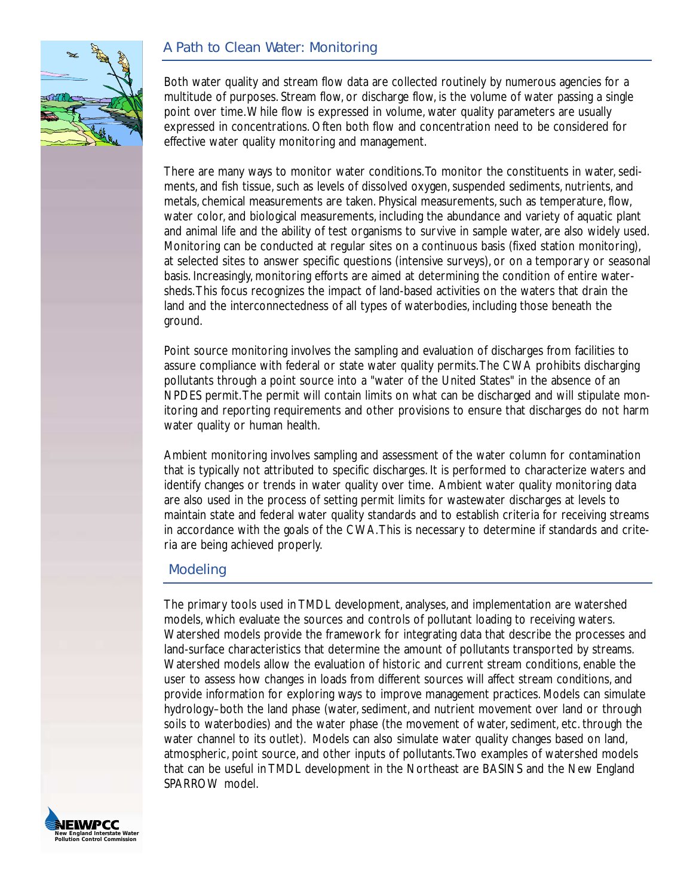## A Path to Clean Water: Monitoring

Both water quality and stream flow data are collected routinely by numerous agencies for a multitude of purposes. Stream flow, or discharge flow, is the volume of water passing a single point over time. While flow is expressed in volume, water quality parameters are usually expressed in concentrations. Often both flow and concentration need to be considered for effective water quality monitoring and management.

There are many ways to monitor water conditions. To monitor the constituents in water, sediments, and fish tissue, such as levels of dissolved oxygen, suspended sediments, nutrients, and metals, chemical measurements are taken. Physical measurements, such as temperature, flow, water color, and biological measurements, including the abundance and variety of aquatic plant and animal life and the ability of test organisms to survive in sample water, are also widely used. Monitoring can be conducted at regular sites on a continuous basis (fixed station monitoring), at selected sites to answer specific questions (intensive surveys), or on a temporary or seasonal basis. Increasingly, monitoring efforts are aimed at determining the condition of entire watersheds. This focus recognizes the impact of land-based activities on the waters that drain the land and the interconnectedness of all types of waterbodies, including those beneath the ground.

Point source monitoring involves the sampling and evaluation of discharges from facilities to assure compliance with federal or state water quality permits. The CWA prohibits discharging pollutants through a point source into a "water of the United States" in the absence of an NPDES permit. The permit will contain limits on what can be discharged and will stipulate monitoring and reporting requirements and other provisions to ensure that discharges do not harm water quality or human health.

Ambient monitoring involves sampling and assessment of the water column for contamination that is typically not attributed to specific discharges. It is performed to characterize waters and identify changes or trends in water quality over time. Ambient water quality monitoring data are also used in the process of setting permit limits for wastewater discharges at levels to maintain state and federal water quality standards and to establish criteria for receiving streams in accordance with the goals of the CWA. This is necessary to determine if standards and criteria are being achieved properly.

## Modeling

The primary tools used in TMDL development, analyses, and implementation are watershed models, which evaluate the sources and controls of pollutant loading to receiving waters. Watershed models provide the framework for integrating data that describe the processes and land-surface characteristics that determine the amount of pollutants transported by streams. Watershed models allow the evaluation of historic and current stream conditions, enable the user to assess how changes in loads from different sources will affect stream conditions, and provide information for exploring ways to improve management practices. Models can simulate hydrology–both the land phase (water, sediment, and nutrient movement over land or through soils to waterbodies) and the water phase (the movement of water, sediment, etc. through the water channel to its outlet). Models can also simulate water quality changes based on land, atmospheric, point source, and other inputs of pollutants. Two examples of watershed models that can be useful in TMDL development in the Northeast are BASINS and the New England SPARROW model.

NEIWPCC New England Interstate Water Pollution Control Commission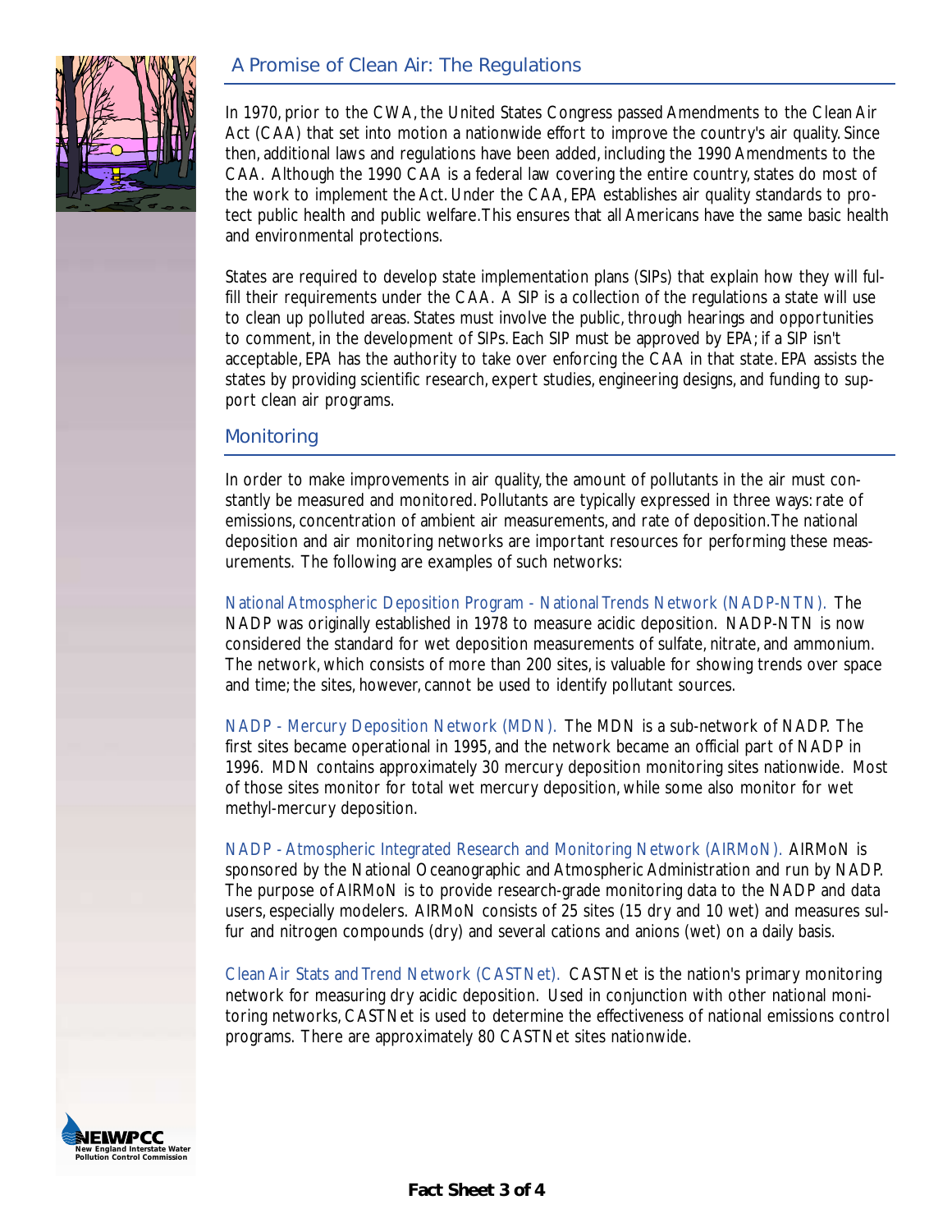## A Promise of Clean Air: The Regulations

In 1970, prior to the CWA, the United States Congress passed Amendments to the Clean Air Act (CAA) that set into motion a nationwide effort to improve the country's air quality. Since then, additional laws and regulations have been added, including the 1990 Amendments to the CAA. Although the 1990 CAA is a federal law covering the entire country, states do most of the work to implement the Act. Under the CAA, EPA establishes air quality standards to protect public health and public welfare. This ensures that all Americans have the same basic health and environmental protections.

States are required to develop state implementation plans (SIPs) that explain how they will fulfill their requirements under the CAA. A SIP is a collection of the regulations a state will use to clean up polluted areas. States must involve the public, through hearings and opportunities to comment, in the development of SIPs. Each SIP must be approved by EPA; if a SIP isn't acceptable, EPA has the authority to take over enforcing the CAA in that state. EPA assists the states by providing scientific research, expert studies, engineering designs, and funding to support clean air programs.

## Monitoring

In order to make improvements in air quality, the amount of pollutants in the air must constantly be measured and monitored. Pollutants are typically expressed in three ways: rate of emissions, concentration of ambient air measurements, and rate of deposition. The national deposition and air monitoring networks are important resources for performing these measurements. The following are examples of such networks:

National Atmospheric Deposition Program - National Trends Network (NADP-NTN). The NADP was originally established in 1978 to measure acidic deposition. NADP-NTN is now considered the standard for wet deposition measurements of sulfate, nitrate, and ammonium. The network, which consists of more than 200 sites, is valuable for showing trends over space and time; the sites, however, cannot be used to identify pollutant sources.

NADP - Mercury Deposition Network (MDN). The MDN is a sub-network of NADP. The first sites became operational in 1995, and the network became an official part of NADP in 1996. MDN contains approximately 30 mercury deposition monitoring sites nationwide. Most of those sites monitor for total wet mercury deposition, while some also monitor for wet methyl-mercury deposition.

NADP - Atmospheric Integrated Research and Monitoring Network (AIRMoN). AIRMoN is sponsored by the National Oceanographic and Atmospheric Administration and run by NADP. The purpose of AIRMoN is to provide research-grade monitoring data to the NADP and data users, especially modelers. AIRMoN consists of 25 sites (15 dry and 10 wet) and measures sulfur and nitrogen compounds (dry) and several cations and anions (wet) on a daily basis.

Clean Air Stats and Trend Network (CASTNet). CASTNet is the nation's primary monitoring network for measuring dry acidic deposition. Used in conjunction with other national monitoring networks, CASTNet is used to determine the effectiveness of national emissions control programs. There are approximately 80 CASTNet sites nationwide.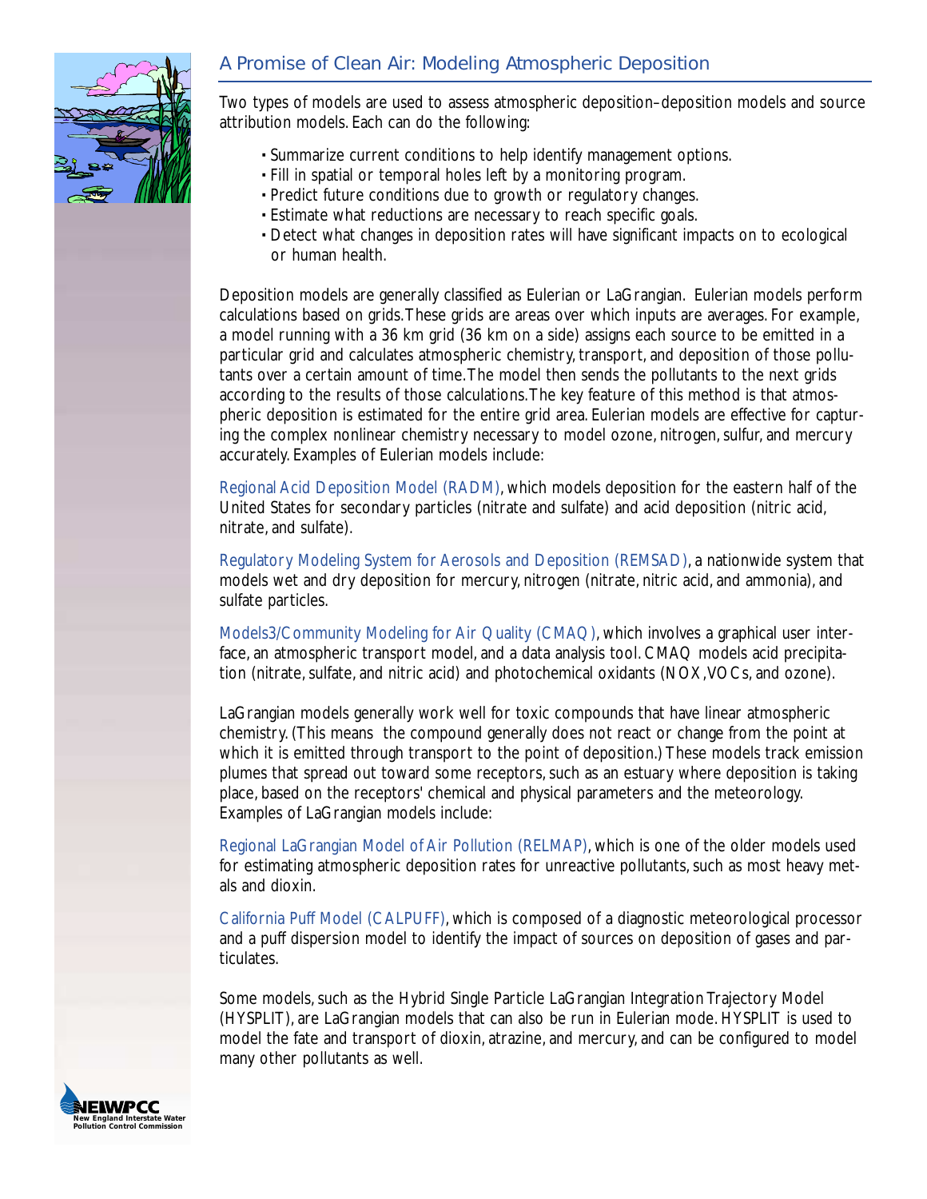## A Promise of Clean Air: Modeling Atmospheric Deposition

Two types of models are used to assess atmospheric deposition–deposition models and source attribution models. Each can do the following:

- Summarize current conditions to help identify management options.
- Fill in spatial or temporal holes left by a monitoring program.
- Predict future conditions due to growth or regulatory changes.
- Estimate what reductions are necessary to reach specific goals.
- Detect what changes in deposition rates will have significant impacts on to ecological or human health.

Deposition models are generally classified as Eulerian or LaGrangian. Eulerian models perform calculations based on grids. These grids are areas over which inputs are averages. For example, a model running with a 36 km grid (36 km on a side) assigns each source to be emitted in a particular grid and calculates atmospheric chemistry, transport, and deposition of those pollutants over a certain amount of time. The model then sends the pollutants to the next grids according to the results of those calculations. The key feature of this method is that atmospheric deposition is estimated for the entire grid area. Eulerian models are effective for capturing the complex nonlinear chemistry necessary to model ozone, nitrogen, sulfur, and mercury accurately. Examples of Eulerian models include:

Regional Acid Deposition Model (RADM), which models deposition for the eastern half of the United States for secondary particles (nitrate and sulfate) and acid deposition (nitric acid, nitrate, and sulfate).

Regulatory Modeling System for Aerosols and Deposition (REMSAD), a nationwide system that models wet and dry deposition for mercury, nitrogen (nitrate, nitric acid, and ammonia), and sulfate particles.

Models3/Community Modeling for Air Quality (CMAQ), which involves a graphical user interface, an atmospheric transport model, and a data analysis tool. CMAQ models acid precipitation (nitrate, sulfate, and nitric acid) and photochemical oxidants (NOX, VOCs, and ozone).

LaGrangian models generally work well for toxic compounds that have linear atmospheric chemistry. (This means the compound generally does not react or change from the point at which it is emitted through transport to the point of deposition.) These models track emission plumes that spread out toward some receptors, such as an estuary where deposition is taking place, based on the receptors' chemical and physical parameters and the meteorology. Examples of LaGrangian models include:

Regional LaGrangian Model of Air Pollution (RELMAP), which is one of the older models used for estimating atmospheric deposition rates for unreactive pollutants, such as most heavy metals and dioxin.

California Puff Model (CALPUFF), which is composed of a diagnostic meteorological processor and a puff dispersion model to identify the impact of sources on deposition of gases and particulates.

Some models, such as the Hybrid Single Particle LaGrangian Integration Trajectory Model (HYSPLIT), are LaGrangian models that can also be run in Eulerian mode. HYSPLIT is used to model the fate and transport of dioxin, atrazine, and mercury, and can be configured to model many other pollutants as well.

NEIWPCC
New England Interstate Water Pollution Control Commission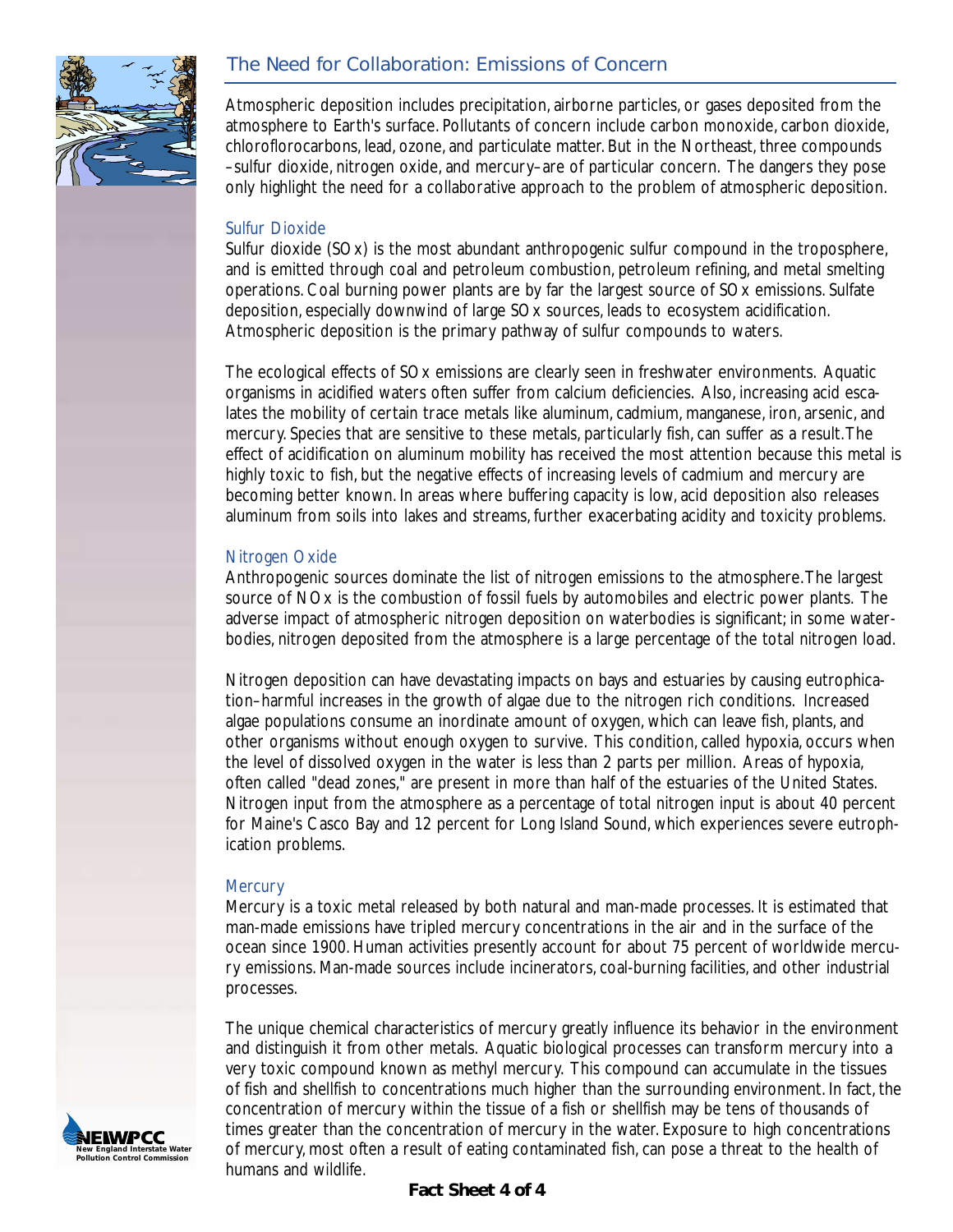## The Need for Collaboration: Emissions of Concern

Atmospheric deposition includes precipitation, airborne particles, or gases deposited from the atmosphere to Earth's surface. Pollutants of concern include carbon monoxide, carbon dioxide, chloroflorocarbons, lead, ozone, and particulate matter. But in the Northeast, three compounds –sulfur dioxide, nitrogen oxide, and mercury–are of particular concern. The dangers they pose only highlight the need for a collaborative approach to the problem of atmospheric deposition.

### Sulfur Dioxide

Sulfur dioxide (SOx) is the most abundant anthropogenic sulfur compound in the troposphere, and is emitted through coal and petroleum combustion, petroleum refining, and metal smelting operations. Coal burning power plants are by far the largest source of SOx emissions. Sulfate deposition, especially downwind of large SOx sources, leads to ecosystem acidification. Atmospheric deposition is the primary pathway of sulfur compounds to waters.

The ecological effects of SOx emissions are clearly seen in freshwater environments. Aquatic organisms in acidified waters often suffer from calcium deficiencies. Also, increasing acid escalates the mobility of certain trace metals like aluminum, cadmium, manganese, iron, arsenic, and mercury. Species that are sensitive to these metals, particularly fish, can suffer as a result. The effect of acidification on aluminum mobility has received the most attention because this metal is highly toxic to fish, but the negative effects of increasing levels of cadmium and mercury are becoming better known. In areas where buffering capacity is low, acid deposition also releases aluminum from soils into lakes and streams, further exacerbating acidity and toxicity problems.

### Nitrogen Oxide

Anthropogenic sources dominate the list of nitrogen emissions to the atmosphere. The largest source of NOx is the combustion of fossil fuels by automobiles and electric power plants. The adverse impact of atmospheric nitrogen deposition on waterbodies is significant; in some waterbodies, nitrogen deposited from the atmosphere is a large percentage of the total nitrogen load.

Nitrogen deposition can have devastating impacts on bays and estuaries by causing eutrophication–harmful increases in the growth of algae due to the nitrogen rich conditions. Increased algae populations consume an inordinate amount of oxygen, which can leave fish, plants, and other organisms without enough oxygen to survive. This condition, called hypoxia, occurs when the level of dissolved oxygen in the water is less than 2 parts per million. Areas of hypoxia, often called "dead zones," are present in more than half of the estuaries of the United States. Nitrogen input from the atmosphere as a percentage of total nitrogen input is about 40 percent for Maine's Casco Bay and 12 percent for Long Island Sound, which experiences severe eutrophication problems.

### Mercury

Mercury is a toxic metal released by both natural and man-made processes. It is estimated that man-made emissions have tripled mercury concentrations in the air and in the surface of the ocean since 1900. Human activities presently account for about 75 percent of worldwide mercury emissions. Man-made sources include incinerators, coal-burning facilities, and other industrial processes.

The unique chemical characteristics of mercury greatly influence its behavior in the environment and distinguish it from other metals. Aquatic biological processes can transform mercury into a very toxic compound known as methyl mercury. This compound can accumulate in the tissues of fish and shellfish to concentrations much higher than the surrounding environment. In fact, the concentration of mercury within the tissue of a fish or shellfish may be tens of thousands of times greater than the concentration of mercury in the water. Exposure to high concentrations of mercury, most often a result of eating contaminated fish, can pose a threat to the health of humans and wildlife.

NEIWPCC New England Interstate Water Pollution Control Commission

**Fact Sheet 4 of 4**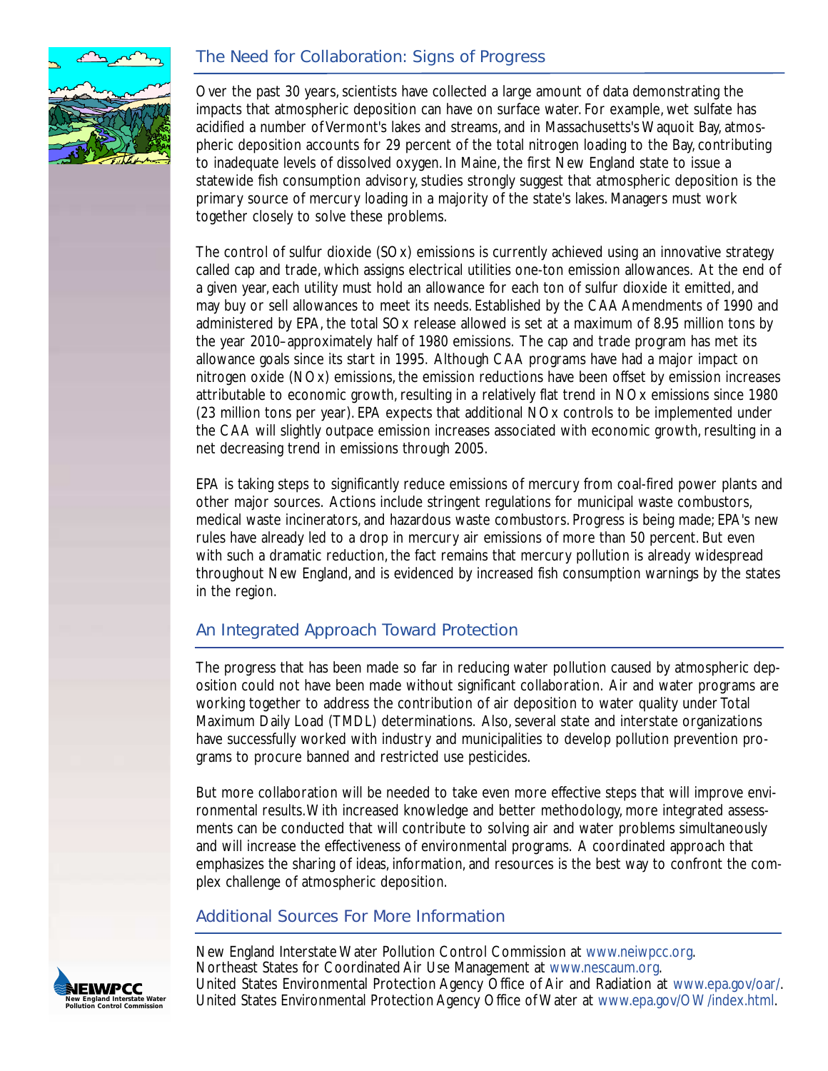## The Need for Collaboration: Signs of Progress

Over the past 30 years, scientists have collected a large amount of data demonstrating the impacts that atmospheric deposition can have on surface water. For example, wet sulfate has acidified a number of Vermont's lakes and streams, and in Massachusetts's Waquoit Bay, atmospheric deposition accounts for 29 percent of the total nitrogen loading to the Bay, contributing to inadequate levels of dissolved oxygen. In Maine, the first New England state to issue a statewide fish consumption advisory, studies strongly suggest that atmospheric deposition is the primary source of mercury loading in a majority of the state's lakes. Managers must work together closely to solve these problems.

The control of sulfur dioxide (SOx) emissions is currently achieved using an innovative strategy called cap and trade, which assigns electrical utilities one-ton emission allowances. At the end of a given year, each utility must hold an allowance for each ton of sulfur dioxide it emitted, and may buy or sell allowances to meet its needs. Established by the CAA Amendments of 1990 and administered by EPA, the total SOx release allowed is set at a maximum of 8.95 million tons by the year 2010–approximately half of 1980 emissions. The cap and trade program has met its allowance goals since its start in 1995. Although CAA programs have had a major impact on nitrogen oxide (NOx) emissions, the emission reductions have been offset by emission increases attributable to economic growth, resulting in a relatively flat trend in NOx emissions since 1980 (23 million tons per year). EPA expects that additional NOx controls to be implemented under the CAA will slightly outpace emission increases associated with economic growth, resulting in a net decreasing trend in emissions through 2005.

EPA is taking steps to significantly reduce emissions of mercury from coal-fired power plants and other major sources. Actions include stringent regulations for municipal waste combustors, medical waste incinerators, and hazardous waste combustors. Progress is being made; EPA's new rules have already led to a drop in mercury air emissions of more than 50 percent. But even with such a dramatic reduction, the fact remains that mercury pollution is already widespread throughout New England, and is evidenced by increased fish consumption warnings by the states in the region.

## An Integrated Approach Toward Protection

The progress that has been made so far in reducing water pollution caused by atmospheric deposition could not have been made without significant collaboration. Air and water programs are working together to address the contribution of air deposition to water quality under Total Maximum Daily Load (TMDL) determinations. Also, several state and interstate organizations have successfully worked with industry and municipalities to develop pollution prevention programs to procure banned and restricted use pesticides.

But more collaboration will be needed to take even more effective steps that will improve environmental results. With increased knowledge and better methodology, more integrated assessments can be conducted that will contribute to solving air and water problems simultaneously and will increase the effectiveness of environmental programs. A coordinated approach that emphasizes the sharing of ideas, information, and resources is the best way to confront the complex challenge of atmospheric deposition.

## Additional Sources For More Information

New England Interstate Water Pollution Control Commission at www.neiwpcc.org.
Northeast States for Coordinated Air Use Management at www.nescaum.org.
United States Environmental Protection Agency Office of Air and Radiation at www.epa.gov/oar/.
United States Environmental Protection Agency Office of Water at www.epa.gov/OW/index.html.

NEIWPCC
New England Interstate Water Pollution Control Commission